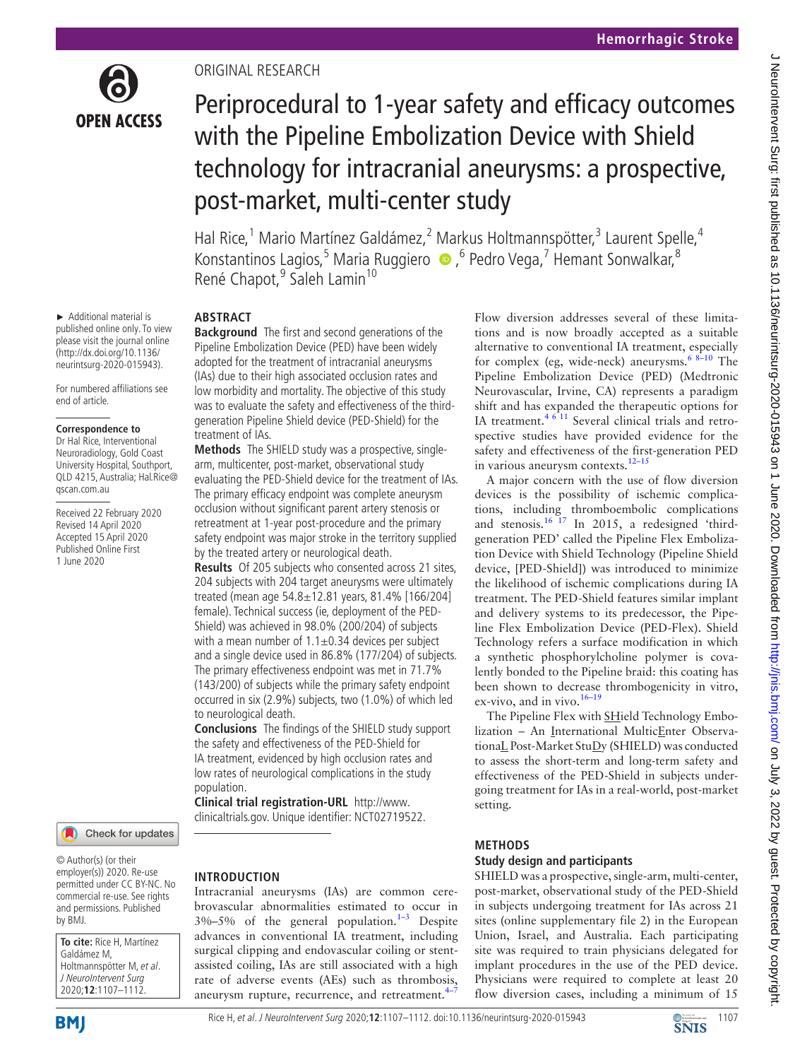ORIGINAL RESEARCH

# Periprocedural to 1-year safety and efficacy outcomes with the Pipeline Embolization Device with Shield technology for intracranial aneurysms: a prospective, post-market, multi-center study

Hal Rice,[1] Mario Martínez Galdámez,[2] Markus Holtmannspötter,[3] Laurent Spelle,[4] Konstantinos Lagios,[5] Maria Ruggiero,[6] Pedro Vega,[7] Hemant Sonwalkar,[8] René Chapot,[9] Saleh Lamin[10]

► Additional material is published online only. To view please visit the journal online (http://dx.doi.org/10.1136/neurintsurg-2020-015943).

For numbered affiliations see end of article.

**Correspondence to**
Dr Hal Rice, Interventional Neuroradiology, Gold Coast University Hospital, Southport, QLD 4215, Australia; Hal.Rice@qscan.com.au

Received 22 February 2020
Revised 14 April 2020
Accepted 15 April 2020
Published Online First 1 June 2020

## ABSTRACT

**Background** The first and second generations of the Pipeline Embolization Device (PED) have been widely adopted for the treatment of intracranial aneurysms (IAs) due to their high associated occlusion rates and low morbidity and mortality. The objective of this study was to evaluate the safety and effectiveness of the third-generation Pipeline Shield device (PED-Shield) for the treatment of IAs.

**Methods** The SHIELD study was a prospective, single-arm, multicenter, post-market, observational study evaluating the PED-Shield device for the treatment of IAs. The primary efficacy endpoint was complete aneurysm occlusion without significant parent artery stenosis or retreatment at 1-year post-procedure and the primary safety endpoint was major stroke in the territory supplied by the treated artery or neurological death.

**Results** Of 205 subjects who consented across 21 sites, 204 subjects with 204 target aneurysms were ultimately treated (mean age 54.8±12.81 years, 81.4% [166/204] female). Technical success (ie, deployment of the PED-Shield) was achieved in 98.0% (200/204) of subjects with a mean number of 1.1±0.34 devices per subject and a single device used in 86.8% (177/204) of subjects. The primary effectiveness endpoint was met in 71.7% (143/200) of subjects while the primary safety endpoint occurred in six (2.9%) subjects, two (1.0%) of which led to neurological death.

**Conclusions** The findings of the SHIELD study support the safety and effectiveness of the PED-Shield for IA treatment, evidenced by high occlusion rates and low rates of neurological complications in the study population.

**Clinical trial registration-URL** http://www.clinicaltrials.gov. Unique identifier: NCT02719522.

© Author(s) (or their employer(s)) 2020. Re-use permitted under CC BY-NC. No commercial re-use. See rights and permissions. Published by BMJ.

**To cite:** Rice H, Martínez Galdámez M, Holtmannspötter M, *et al*. *J NeuroIntervent Surg* 2020;**12**:1107–1112.

## INTRODUCTION

Intracranial aneurysms (IAs) are common cerebrovascular abnormalities estimated to occur in 3%–5% of the general population.[1–3] Despite advances in conventional IA treatment, including surgical clipping and endovascular coiling or stent-assisted coiling, IAs are still associated with a high rate of adverse events (AEs) such as thrombosis, aneurysm rupture, recurrence, and retreatment.[4–7]

Flow diversion addresses several of these limitations and is now broadly accepted as a suitable alternative to conventional IA treatment, especially for complex (eg, wide-neck) aneurysms.[6 8–10] The Pipeline Embolization Device (PED) (Medtronic Neurovascular, Irvine, CA) represents a paradigm shift and has expanded the therapeutic options for IA treatment.[4 6 11] Several clinical trials and retrospective studies have provided evidence for the safety and effectiveness of the first-generation PED in various aneurysm contexts.[12–15]

A major concern with the use of flow diversion devices is the possibility of ischemic complications, including thromboembolic complications and stenosis.[16 17] In 2015, a redesigned 'third-generation PED' called the Pipeline Flex Embolization Device with Shield Technology (Pipeline Shield device, [PED-Shield]) was introduced to minimize the likelihood of ischemic complications during IA treatment. The PED-Shield features similar implant and delivery systems to its predecessor, the Pipeline Flex Embolization Device (PED-Flex). Shield Technology refers a surface modification in which a synthetic phosphorylcholine polymer is covalently bonded to the Pipeline braid: this coating has been shown to decrease thrombogenicity in vitro, ex-vivo, and in vivo.[16–19]

The Pipeline Flex with SHield Technology Embolization – An International MulticEnter ObservationaL Post-Market StuDy (SHIELD) was conducted to assess the short-term and long-term safety and effectiveness of the PED-Shield in subjects undergoing treatment for IAs in a real-world, post-market setting.

## METHODS

### Study design and participants

SHIELD was a prospective, single-arm, multi-center, post-market, observational study of the PED-Shield in subjects undergoing treatment for IAs across 21 sites (online supplementary file 2) in the European Union, Israel, and Australia. Each participating site was required to train physicians delegated for implant procedures in the use of the PED device. Physicians were required to complete at least 20 flow diversion cases, including a minimum of 15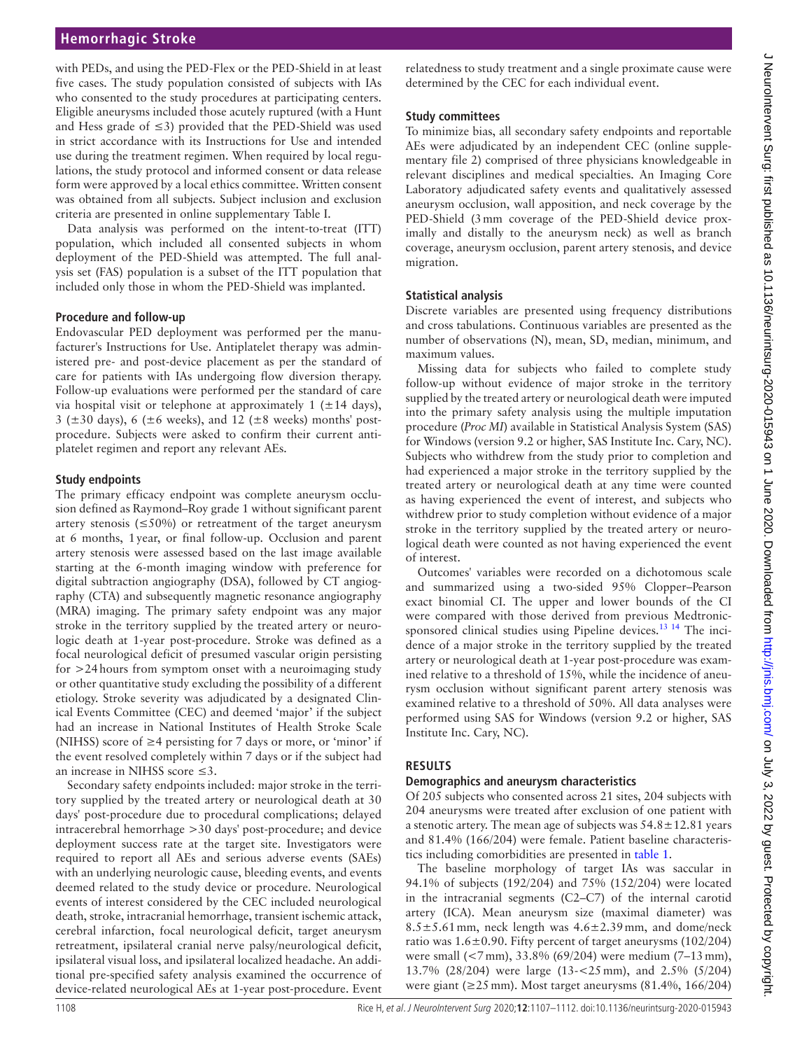with PEDs, and using the PED-Flex or the PED-Shield in at least five cases. The study population consisted of subjects with IAs who consented to the study procedures at participating centers. Eligible aneurysms included those acutely ruptured (with a Hunt and Hess grade of ≤3) provided that the PED-Shield was used in strict accordance with its Instructions for Use and intended use during the treatment regimen. When required by local regulations, the study protocol and informed consent or data release form were approved by a local ethics committee. Written consent was obtained from all subjects. Subject inclusion and exclusion criteria are presented in online supplementary Table I.

Data analysis was performed on the intent-to-treat (ITT) population, which included all consented subjects in whom deployment of the PED-Shield was attempted. The full analysis set (FAS) population is a subset of the ITT population that included only those in whom the PED-Shield was implanted.

### Procedure and follow-up

Endovascular PED deployment was performed per the manufacturer's Instructions for Use. Antiplatelet therapy was administered pre- and post-device placement as per the standard of care for patients with IAs undergoing flow diversion therapy. Follow-up evaluations were performed per the standard of care via hospital visit or telephone at approximately 1 (±14 days), 3 (±30 days), 6 (±6 weeks), and 12 (±8 weeks) months' post-procedure. Subjects were asked to confirm their current antiplatelet regimen and report any relevant AEs.

### Study endpoints

The primary efficacy endpoint was complete aneurysm occlusion defined as Raymond–Roy grade 1 without significant parent artery stenosis (≤50%) or retreatment of the target aneurysm at 6 months, 1 year, or final follow-up. Occlusion and parent artery stenosis were assessed based on the last image available starting at the 6-month imaging window with preference for digital subtraction angiography (DSA), followed by CT angiography (CTA) and subsequently magnetic resonance angiography (MRA) imaging. The primary safety endpoint was any major stroke in the territory supplied by the treated artery or neurologic death at 1-year post-procedure. Stroke was defined as a focal neurological deficit of presumed vascular origin persisting for >24 hours from symptom onset with a neuroimaging study or other quantitative study excluding the possibility of a different etiology. Stroke severity was adjudicated by a designated Clinical Events Committee (CEC) and deemed 'major' if the subject had an increase in National Institutes of Health Stroke Scale (NIHSS) score of ≥4 persisting for 7 days or more, or 'minor' if the event resolved completely within 7 days or if the subject had an increase in NIHSS score ≤3.

Secondary safety endpoints included: major stroke in the territory supplied by the treated artery or neurological death at 30 days' post-procedure due to procedural complications; delayed intracerebral hemorrhage >30 days' post-procedure; and device deployment success rate at the target site. Investigators were required to report all AEs and serious adverse events (SAEs) with an underlying neurologic cause, bleeding events, and events deemed related to the study device or procedure. Neurological events of interest considered by the CEC included neurological death, stroke, intracranial hemorrhage, transient ischemic attack, cerebral infarction, focal neurological deficit, target aneurysm retreatment, ipsilateral cranial nerve palsy/neurological deficit, ipsilateral visual loss, and ipsilateral localized headache. An additional pre-specified safety analysis examined the occurrence of device-related neurological AEs at 1-year post-procedure. Event relatedness to study treatment and a single proximate cause were determined by the CEC for each individual event.

### Study committees

To minimize bias, all secondary safety endpoints and reportable AEs were adjudicated by an independent CEC (online supplementary file 2) comprised of three physicians knowledgeable in relevant disciplines and medical specialties. An Imaging Core Laboratory adjudicated safety events and qualitatively assessed aneurysm occlusion, wall apposition, and neck coverage by the PED-Shield (3 mm coverage of the PED-Shield device proximally and distally to the aneurysm neck) as well as branch coverage, aneurysm occlusion, parent artery stenosis, and device migration.

### Statistical analysis

Discrete variables are presented using frequency distributions and cross tabulations. Continuous variables are presented as the number of observations (N), mean, SD, median, minimum, and maximum values.

Missing data for subjects who failed to complete study follow-up without evidence of major stroke in the territory supplied by the treated artery or neurological death were imputed into the primary safety analysis using the multiple imputation procedure (*Proc MI*) available in Statistical Analysis System (SAS) for Windows (version 9.2 or higher, SAS Institute Inc. Cary, NC). Subjects who withdrew from the study prior to completion and had experienced a major stroke in the territory supplied by the treated artery or neurological death at any time were counted as having experienced the event of interest, and subjects who withdrew prior to study completion without evidence of a major stroke in the territory supplied by the treated artery or neurological death were counted as not having experienced the event of interest.

Outcomes' variables were recorded on a dichotomous scale and summarized using a two-sided 95% Clopper–Pearson exact binomial CI. The upper and lower bounds of the CI were compared with those derived from previous Medtronic-sponsored clinical studies using Pipeline devices.[13,14] The incidence of a major stroke in the territory supplied by the treated artery or neurological death at 1-year post-procedure was examined relative to a threshold of 15%, while the incidence of aneurysm occlusion without significant parent artery stenosis was examined relative to a threshold of 50%. All data analyses were performed using SAS for Windows (version 9.2 or higher, SAS Institute Inc. Cary, NC).

## RESULTS

### Demographics and aneurysm characteristics

Of 205 subjects who consented across 21 sites, 204 subjects with 204 aneurysms were treated after exclusion of one patient with a stenotic artery. The mean age of subjects was 54.8±12.81 years and 81.4% (166/204) were female. Patient baseline characteristics including comorbidities are presented in table 1.

The baseline morphology of target IAs was saccular in 94.1% of subjects (192/204) and 75% (152/204) were located in the intracranial segments (C2–C7) of the internal carotid artery (ICA). Mean aneurysm size (maximal diameter) was 8.5±5.61 mm, neck length was 4.6±2.39 mm, and dome/neck ratio was 1.6±0.90. Fifty percent of target aneurysms (102/204) were small (<7 mm), 33.8% (69/204) were medium (7–13 mm), 13.7% (28/204) were large (13-<25 mm), and 2.5% (5/204) were giant (≥25 mm). Most target aneurysms (81.4%, 166/204)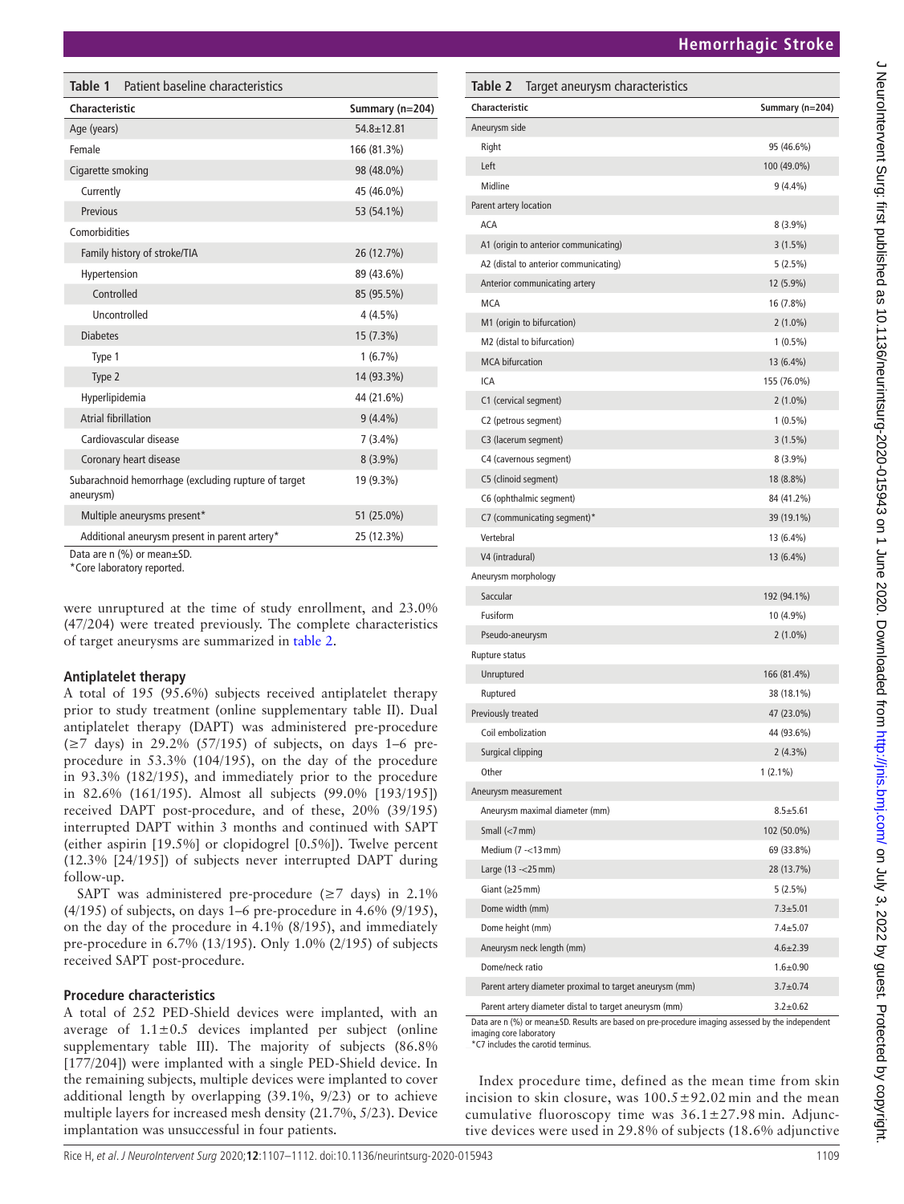**Table 1** Patient baseline characteristics

| Characteristic | Summary (n=204) |
|---|---|
| Age (years) | 54.8±12.81 |
| Female | 166 (81.3%) |
| Cigarette smoking | 98 (48.0%) |
| Currently | 45 (46.0%) |
| Previous | 53 (54.1%) |
| Comorbidities | |
| Family history of stroke/TIA | 26 (12.7%) |
| Hypertension | 89 (43.6%) |
| Controlled | 85 (95.5%) |
| Uncontrolled | 4 (4.5%) |
| Diabetes | 15 (7.3%) |
| Type 1 | 1 (6.7%) |
| Type 2 | 14 (93.3%) |
| Hyperlipidemia | 44 (21.6%) |
| Atrial fibrillation | 9 (4.4%) |
| Cardiovascular disease | 7 (3.4%) |
| Coronary heart disease | 8 (3.9%) |
| Subarachnoid hemorrhage (excluding rupture of target aneurysm) | 19 (9.3%) |
| Multiple aneurysms present* | 51 (25.0%) |
| Additional aneurysm present in parent artery* | 25 (12.3%) |

Data are n (%) or mean±SD.
*Core laboratory reported.

were unruptured at the time of study enrollment, and 23.0% (47/204) were treated previously. The complete characteristics of target aneurysms are summarized in table 2.

### Antiplatelet therapy

A total of 195 (95.6%) subjects received antiplatelet therapy prior to study treatment (online supplementary table II). Dual antiplatelet therapy (DAPT) was administered pre-procedure (≥7 days) in 29.2% (57/195) of subjects, on days 1–6 pre-procedure in 53.3% (104/195), on the day of the procedure in 93.3% (182/195), and immediately prior to the procedure in 82.6% (161/195). Almost all subjects (99.0% [193/195]) received DAPT post-procedure, and of these, 20% (39/195) interrupted DAPT within 3 months and continued with SAPT (either aspirin [19.5%] or clopidogrel [0.5%]). Twelve percent (12.3% [24/195]) of subjects never interrupted DAPT during follow-up.

SAPT was administered pre-procedure (≥7 days) in 2.1% (4/195) of subjects, on days 1–6 pre-procedure in 4.6% (9/195), on the day of the procedure in 4.1% (8/195), and immediately pre-procedure in 6.7% (13/195). Only 1.0% (2/195) of subjects received SAPT post-procedure.

### Procedure characteristics

A total of 252 PED-Shield devices were implanted, with an average of 1.1±0.5 devices implanted per subject (online supplementary table III). The majority of subjects (86.8% [177/204]) were implanted with a single PED-Shield device. In the remaining subjects, multiple devices were implanted to cover additional length by overlapping (39.1%, 9/23) or to achieve multiple layers for increased mesh density (21.7%, 5/23). Device implantation was unsuccessful in four patients.

**Table 2** Target aneurysm characteristics

| Characteristic | Summary (n=204) |
|---|---|
| Aneurysm side | |
| Right | 95 (46.6%) |
| Left | 100 (49.0%) |
| Midline | 9 (4.4%) |
| Parent artery location | |
| ACA | 8 (3.9%) |
| A1 (origin to anterior communicating) | 3 (1.5%) |
| A2 (distal to anterior communicating) | 5 (2.5%) |
| Anterior communicating artery | 12 (5.9%) |
| MCA | 16 (7.8%) |
| M1 (origin to bifurcation) | 2 (1.0%) |
| M2 (distal to bifurcation) | 1 (0.5%) |
| MCA bifurcation | 13 (6.4%) |
| ICA | 155 (76.0%) |
| C1 (cervical segment) | 2 (1.0%) |
| C2 (petrous segment) | 1 (0.5%) |
| C3 (lacerum segment) | 3 (1.5%) |
| C4 (cavernous segment) | 8 (3.9%) |
| C5 (clinoid segment) | 18 (8.8%) |
| C6 (ophthalmic segment) | 84 (41.2%) |
| C7 (communicating segment)* | 39 (19.1%) |
| Vertebral | 13 (6.4%) |
| V4 (intradural) | 13 (6.4%) |
| Aneurysm morphology | |
| Saccular | 192 (94.1%) |
| Fusiform | 10 (4.9%) |
| Pseudo-aneurysm | 2 (1.0%) |
| Rupture status | |
| Unruptured | 166 (81.4%) |
| Ruptured | 38 (18.1%) |
| Previously treated | 47 (23.0%) |
| Coil embolization | 44 (93.6%) |
| Surgical clipping | 2 (4.3%) |
| Other | 1 (2.1%) |
| Aneurysm measurement | |
| Aneurysm maximal diameter (mm) | 8.5±5.61 |
| Small (<7 mm) | 102 (50.0%) |
| Medium (7 –<13 mm) | 69 (33.8%) |
| Large (13 –<25 mm) | 28 (13.7%) |
| Giant (≥25 mm) | 5 (2.5%) |
| Dome width (mm) | 7.3±5.01 |
| Dome height (mm) | 7.4±5.07 |
| Aneurysm neck length (mm) | 4.6±2.39 |
| Dome/neck ratio | 1.6±0.90 |
| Parent artery diameter proximal to target aneurysm (mm) | 3.7±0.74 |
| Parent artery diameter distal to target aneurysm (mm) | 3.2±0.62 |

Data are n (%) or mean±SD. Results are based on pre-procedure imaging assessed by the independent imaging core laboratory
*C7 includes the carotid terminus.

Index procedure time, defined as the mean time from skin incision to skin closure, was 100.5±92.02 min and the mean cumulative fluoroscopy time was 36.1±27.98 min. Adjunctive devices were used in 29.8% of subjects (18.6% adjunctive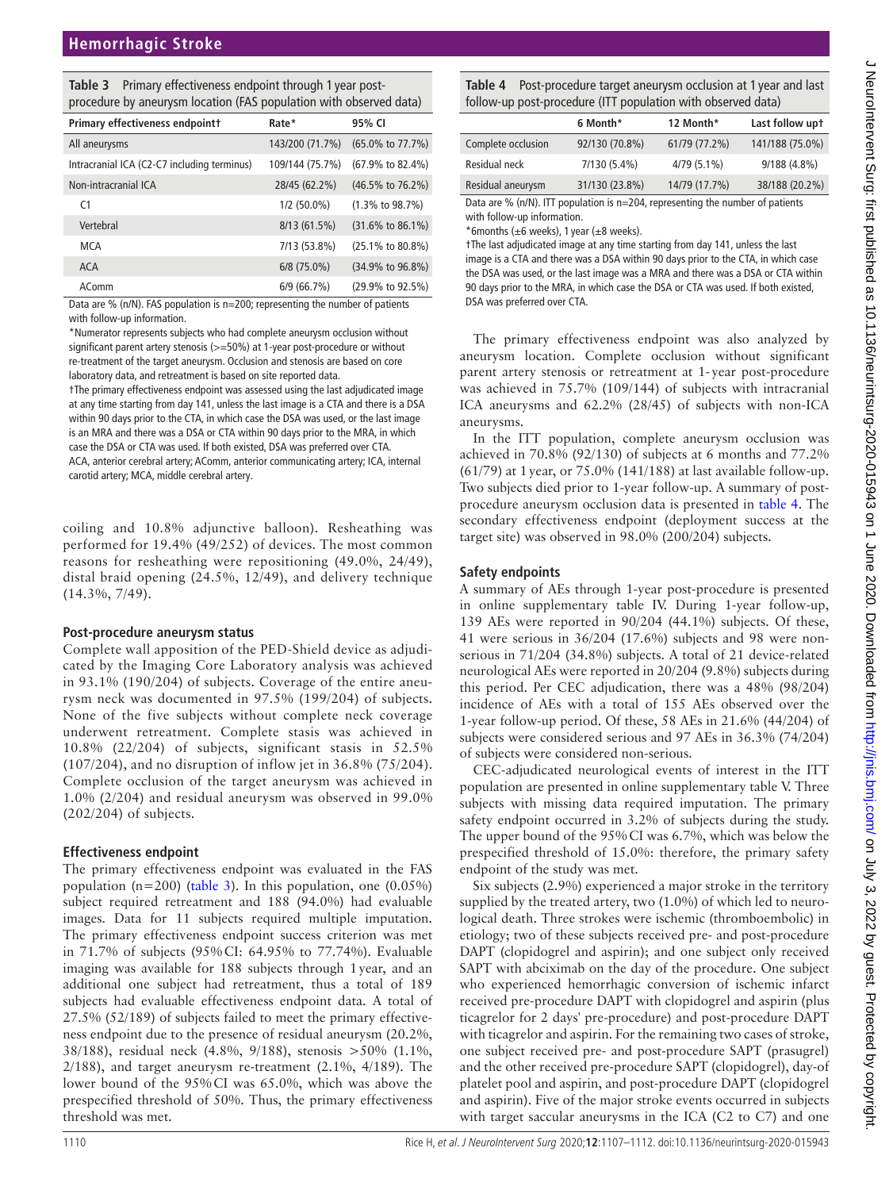**Table 3** Primary effectiveness endpoint through 1 year post-procedure by aneurysm location (FAS population with observed data)

| Primary effectiveness endpoint† | Rate* | 95% CI |
| --- | --- | --- |
| All aneurysms | 143/200 (71.7%) | (65.0% to 77.7%) |
| Intracranial ICA (C2-C7 including terminus) | 109/144 (75.7%) | (67.9% to 82.4%) |
| Non-intracranial ICA | 28/45 (62.2%) | (46.5% to 76.2%) |
| C1 | 1/2 (50.0%) | (1.3% to 98.7%) |
| Vertebral | 8/13 (61.5%) | (31.6% to 86.1%) |
| MCA | 7/13 (53.8%) | (25.1% to 80.8%) |
| ACA | 6/8 (75.0%) | (34.9% to 96.8%) |
| AComm | 6/9 (66.7%) | (29.9% to 92.5%) |

Data are % (n/N). FAS population is n=200; representing the number of patients with follow-up information.

*Numerator represents subjects who had complete aneurysm occlusion without significant parent artery stenosis (>=50%) at 1-year post-procedure or without re-treatment of the target aneurysm. Occlusion and stenosis are based on core laboratory data, and retreatment is based on site reported data.

†The primary effectiveness endpoint was assessed using the last adjudicated image at any time starting from day 141, unless the last image is a CTA and there is a DSA within 90 days prior to the CTA, in which case the DSA was used, or the last image is an MRA and there was a DSA or CTA within 90 days prior to the MRA, in which case the DSA or CTA was used. If both existed, DSA was preferred over CTA.

ACA, anterior cerebral artery; AComm, anterior communicating artery; ICA, internal carotid artery; MCA, middle cerebral artery.

coiling and 10.8% adjunctive balloon). Resheathing was performed for 19.4% (49/252) of devices. The most common reasons for resheathing were repositioning (49.0%, 24/49), distal braid opening (24.5%, 12/49), and delivery technique (14.3%, 7/49).

### Post-procedure aneurysm status

Complete wall apposition of the PED-Shield device as adjudicated by the Imaging Core Laboratory analysis was achieved in 93.1% (190/204) of subjects. Coverage of the entire aneurysm neck was documented in 97.5% (199/204) of subjects. None of the five subjects without complete neck coverage underwent retreatment. Complete stasis was achieved in 10.8% (22/204) of subjects, significant stasis in 52.5% (107/204), and no disruption of inflow jet in 36.8% (75/204). Complete occlusion of the target aneurysm was achieved in 1.0% (2/204) and residual aneurysm was observed in 99.0% (202/204) of subjects.

### Effectiveness endpoint

The primary effectiveness endpoint was evaluated in the FAS population (n=200) (table 3). In this population, one (0.05%) subject required retreatment and 188 (94.0%) had evaluable images. Data for 11 subjects required multiple imputation. The primary effectiveness endpoint success criterion was met in 71.7% of subjects (95% CI: 64.95% to 77.74%). Evaluable imaging was available for 188 subjects through 1 year, and an additional one subject had retreatment, thus a total of 189 subjects had evaluable effectiveness endpoint data. A total of 27.5% (52/189) of subjects failed to meet the primary effectiveness endpoint due to the presence of residual aneurysm (20.2%, 38/188), residual neck (4.8%, 9/188), stenosis >50% (1.1%, 2/188), and target aneurysm re-treatment (2.1%, 4/189). The lower bound of the 95% CI was 65.0%, which was above the prespecified threshold of 50%. Thus, the primary effectiveness threshold was met.

**Table 4** Post-procedure target aneurysm occlusion at 1 year and last follow-up post-procedure (ITT population with observed data)

| | 6 Month* | 12 Month* | Last follow up† |
| --- | --- | --- | --- |
| Complete occlusion | 92/130 (70.8%) | 61/79 (77.2%) | 141/188 (75.0%) |
| Residual neck | 7/130 (5.4%) | 4/79 (5.1%) | 9/188 (4.8%) |
| Residual aneurysm | 31/130 (23.8%) | 14/79 (17.7%) | 38/188 (20.2%) |

Data are % (n/N). ITT population is n=204, representing the number of patients with follow-up information.

*6 months (±6 weeks), 1 year (±8 weeks).

†The last adjudicated image at any time starting from day 141, unless the last image is a CTA and there was a DSA within 90 days prior to the CTA, in which case the DSA was used, or the last image was a MRA and there was a DSA or CTA within 90 days prior to the MRA, in which case the DSA or CTA was used. If both existed, DSA was preferred over CTA.

The primary effectiveness endpoint was also analyzed by aneurysm location. Complete occlusion without significant parent artery stenosis or retreatment at 1-year post-procedure was achieved in 75.7% (109/144) of subjects with intracranial ICA aneurysms and 62.2% (28/45) of subjects with non-ICA aneurysms.

In the ITT population, complete aneurysm occlusion was achieved in 70.8% (92/130) of subjects at 6 months and 77.2% (61/79) at 1 year, or 75.0% (141/188) at last available follow-up. Two subjects died prior to 1-year follow-up. A summary of post-procedure aneurysm occlusion data is presented in table 4. The secondary effectiveness endpoint (deployment success at the target site) was observed in 98.0% (200/204) subjects.

### Safety endpoints

A summary of AEs through 1-year post-procedure is presented in online supplementary table IV. During 1-year follow-up, 139 AEs were reported in 90/204 (44.1%) subjects. Of these, 41 were serious in 36/204 (17.6%) subjects and 98 were non-serious in 71/204 (34.8%) subjects. A total of 21 device-related neurological AEs were reported in 20/204 (9.8%) subjects during this period. Per CEC adjudication, there was a 48% (98/204) incidence of AEs with a total of 155 AEs observed over the 1-year follow-up period. Of these, 58 AEs in 21.6% (44/204) of subjects were considered serious and 97 AEs in 36.3% (74/204) of subjects were considered non-serious.

CEC-adjudicated neurological events of interest in the ITT population are presented in online supplementary table V. Three subjects with missing data required imputation. The primary safety endpoint occurred in 3.2% of subjects during the study. The upper bound of the 95% CI was 6.7%, which was below the prespecified threshold of 15.0%: therefore, the primary safety endpoint of the study was met.

Six subjects (2.9%) experienced a major stroke in the territory supplied by the treated artery, two (1.0%) of which led to neurological death. Three strokes were ischemic (thromboembolic) in etiology; two of these subjects received pre- and post-procedure DAPT (clopidogrel and aspirin); and one subject only received SAPT with abciximab on the day of the procedure. One subject who experienced hemorrhagic conversion of ischemic infarct received pre-procedure DAPT with clopidogrel and aspirin (plus ticagrelor for 2 days' pre-procedure) and post-procedure DAPT with ticagrelor and aspirin. For the remaining two cases of stroke, one subject received pre- and post-procedure SAPT (prasugrel) and the other received pre-procedure SAPT (clopidogrel), day-of platelet pool and aspirin, and post-procedure DAPT (clopidogrel and aspirin). Five of the major stroke events occurred in subjects with target saccular aneurysms in the ICA (C2 to C7) and one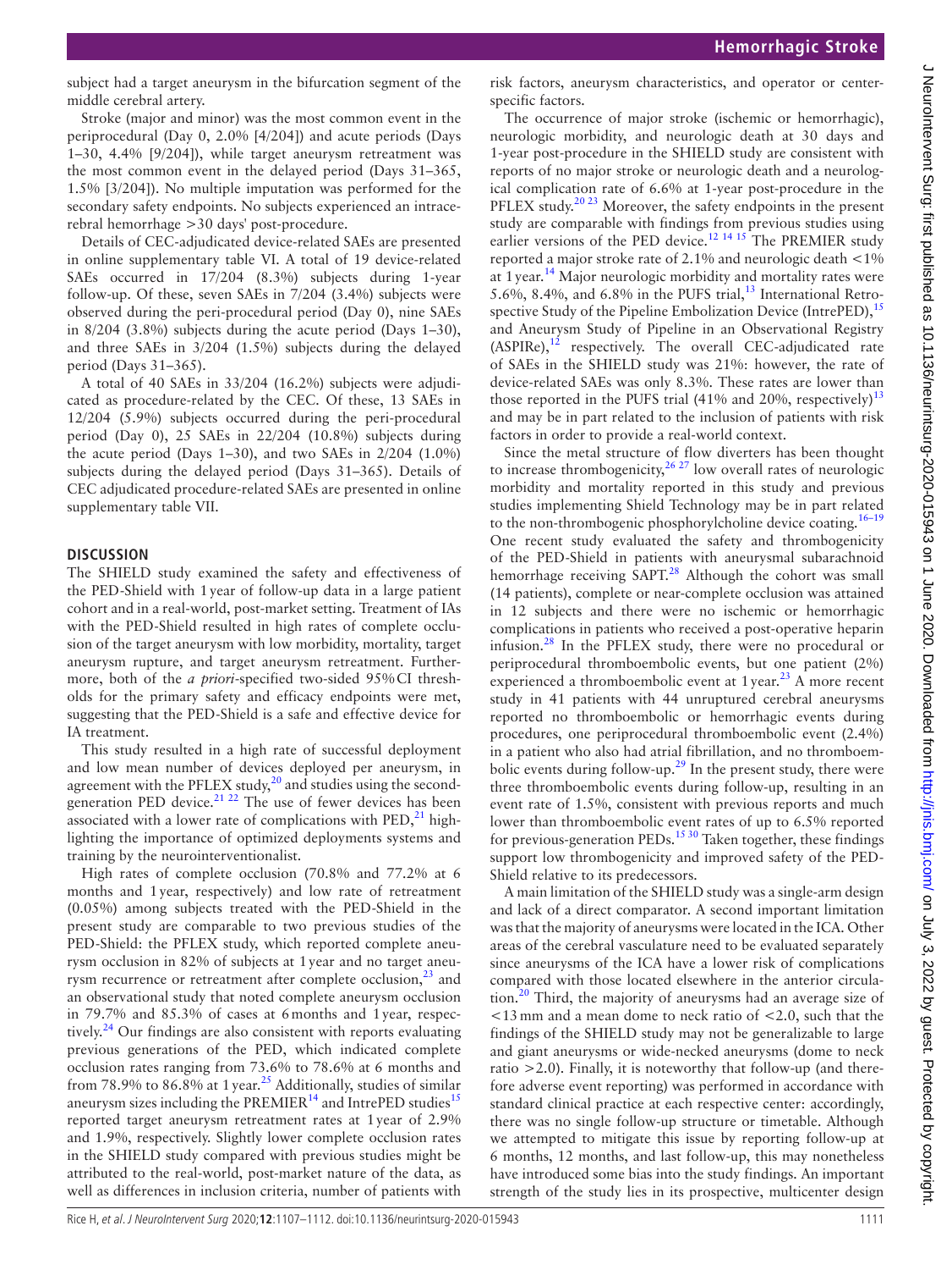subject had a target aneurysm in the bifurcation segment of the middle cerebral artery.

Stroke (major and minor) was the most common event in the periprocedural (Day 0, 2.0% [4/204]) and acute periods (Days 1–30, 4.4% [9/204]), while target aneurysm retreatment was the most common event in the delayed period (Days 31–365, 1.5% [3/204]). No multiple imputation was performed for the secondary safety endpoints. No subjects experienced an intracerebral hemorrhage >30 days' post-procedure.

Details of CEC-adjudicated device-related SAEs are presented in online supplementary table VI. A total of 19 device-related SAEs occurred in 17/204 (8.3%) subjects during 1-year follow-up. Of these, seven SAEs in 7/204 (3.4%) subjects were observed during the peri-procedural period (Day 0), nine SAEs in 8/204 (3.8%) subjects during the acute period (Days 1–30), and three SAEs in 3/204 (1.5%) subjects during the delayed period (Days 31–365).

A total of 40 SAEs in 33/204 (16.2%) subjects were adjudicated as procedure-related by the CEC. Of these, 13 SAEs in 12/204 (5.9%) subjects occurred during the peri-procedural period (Day 0), 25 SAEs in 22/204 (10.8%) subjects during the acute period (Days 1–30), and two SAEs in 2/204 (1.0%) subjects during the delayed period (Days 31–365). Details of CEC adjudicated procedure-related SAEs are presented in online supplementary table VII.

## DISCUSSION

The SHIELD study examined the safety and effectiveness of the PED-Shield with 1 year of follow-up data in a large patient cohort and in a real-world, post-market setting. Treatment of IAs with the PED-Shield resulted in high rates of complete occlusion of the target aneurysm with low morbidity, mortality, target aneurysm rupture, and target aneurysm retreatment. Furthermore, both of the *a priori*-specified two-sided 95% CI thresholds for the primary safety and efficacy endpoints were met, suggesting that the PED-Shield is a safe and effective device for IA treatment.

This study resulted in a high rate of successful deployment and low mean number of devices deployed per aneurysm, in agreement with the PFLEX study,[20] and studies using the second-generation PED device.[21 22] The use of fewer devices has been associated with a lower rate of complications with PED,[21] highlighting the importance of optimized deployments systems and training by the neurointerventionalist.

High rates of complete occlusion (70.8% and 77.2% at 6 months and 1 year, respectively) and low rate of retreatment (0.05%) among subjects treated with the PED-Shield in the present study are comparable to two previous studies of the PED-Shield: the PFLEX study, which reported complete aneurysm occlusion in 82% of subjects at 1 year and no target aneurysm recurrence or retreatment after complete occlusion,[23] and an observational study that noted complete aneurysm occlusion in 79.7% and 85.3% of cases at 6 months and 1 year, respectively.[24] Our findings are also consistent with reports evaluating previous generations of the PED, which indicated complete occlusion rates ranging from 73.6% to 78.6% at 6 months and from 78.9% to 86.8% at 1 year.[25] Additionally, studies of similar aneurysm sizes including the PREMIER[14] and IntrePED studies[15] reported target aneurysm retreatment rates at 1 year of 2.9% and 1.9%, respectively. Slightly lower complete occlusion rates in the SHIELD study compared with previous studies might be attributed to the real-world, post-market nature of the data, as well as differences in inclusion criteria, number of patients with risk factors, aneurysm characteristics, and operator or center-specific factors.

The occurrence of major stroke (ischemic or hemorrhagic), neurologic morbidity, and neurologic death at 30 days and 1-year post-procedure in the SHIELD study are consistent with reports of no major stroke or neurologic death and a neurological complication rate of 6.6% at 1-year post-procedure in the PFLEX study.[20 23] Moreover, the safety endpoints in the present study are comparable with findings from previous studies using earlier versions of the PED device.[12 14 15] The PREMIER study reported a major stroke rate of 2.1% and neurologic death <1% at 1 year.[14] Major neurologic morbidity and mortality rates were 5.6%, 8.4%, and 6.8% in the PUFS trial,[13] International Retrospective Study of the Pipeline Embolization Device (IntrePED),[15] and Aneurysm Study of Pipeline in an Observational Registry (ASPIRe),[12] respectively. The overall CEC-adjudicated rate of SAEs in the SHIELD study was 21%: however, the rate of device-related SAEs was only 8.3%. These rates are lower than those reported in the PUFS trial (41% and 20%, respectively)[13] and may be in part related to the inclusion of patients with risk factors in order to provide a real-world context.

Since the metal structure of flow diverters has been thought to increase thrombogenicity,[26 27] low overall rates of neurologic morbidity and mortality reported in this study and previous studies implementing Shield Technology may be in part related to the non-thrombogenic phosphorylcholine device coating.[16–19] One recent study evaluated the safety and thrombogenicity of the PED-Shield in patients with aneurysmal subarachnoid hemorrhage receiving SAPT.[28] Although the cohort was small (14 patients), complete or near-complete occlusion was attained in 12 subjects and there were no ischemic or hemorrhagic complications in patients who received a post-operative heparin infusion.[28] In the PFLEX study, there were no procedural or periprocedural thromboembolic events, but one patient (2%) experienced a thromboembolic event at 1 year.[23] A more recent study in 41 patients with 44 unruptured cerebral aneurysms reported no thromboembolic or hemorrhagic events during procedures, one periprocedural thromboembolic event (2.4%) in a patient who also had atrial fibrillation, and no thromboembolic events during follow-up.[29] In the present study, there were three thromboembolic events during follow-up, resulting in an event rate of 1.5%, consistent with previous reports and much lower than thromboembolic event rates of up to 6.5% reported for previous-generation PEDs.[15 30] Taken together, these findings support low thrombogenicity and improved safety of the PED-Shield relative to its predecessors.

A main limitation of the SHIELD study was a single-arm design and lack of a direct comparator. A second important limitation was that the majority of aneurysms were located in the ICA. Other areas of the cerebral vasculature need to be evaluated separately since aneurysms of the ICA have a lower risk of complications compared with those located elsewhere in the anterior circulation.[20] Third, the majority of aneurysms had an average size of <13 mm and a mean dome to neck ratio of <2.0, such that the findings of the SHIELD study may not be generalizable to large and giant aneurysms or wide-necked aneurysms (dome to neck ratio >2.0). Finally, it is noteworthy that follow-up (and therefore adverse event reporting) was performed in accordance with standard clinical practice at each respective center: accordingly, there was no single follow-up structure or timetable. Although we attempted to mitigate this issue by reporting follow-up at 6 months, 12 months, and last follow-up, this may nonetheless have introduced some bias into the study findings. An important strength of the study lies in its prospective, multicenter design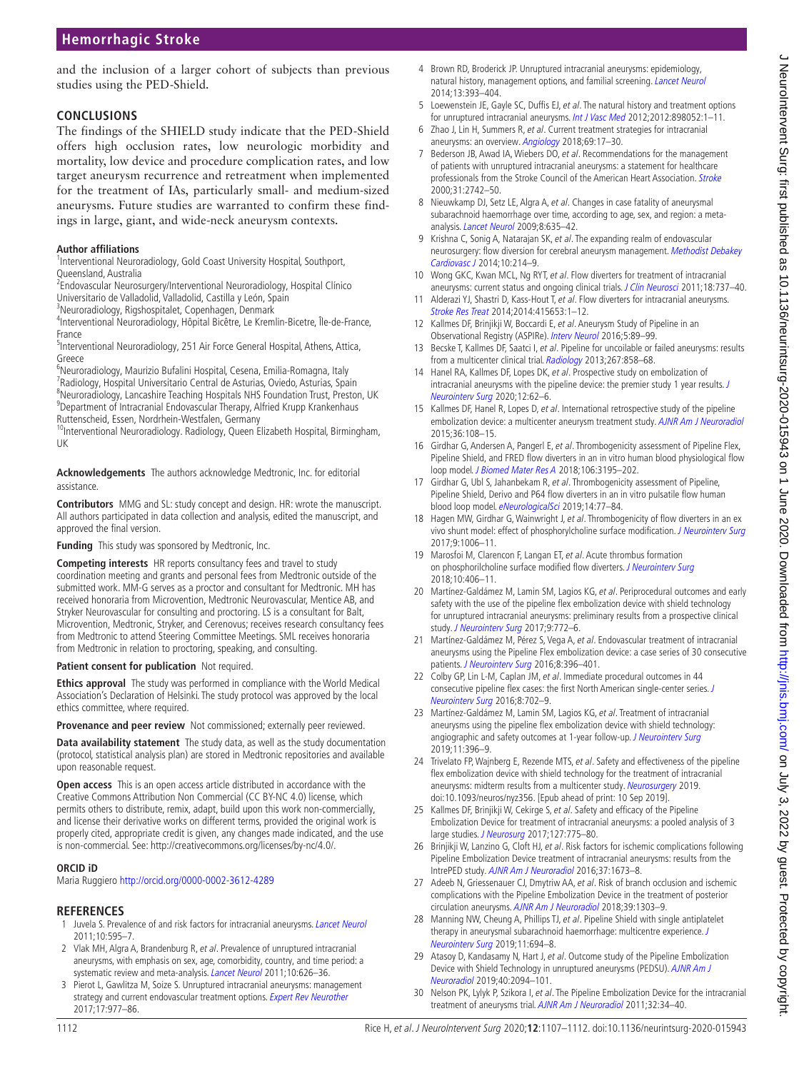and the inclusion of a larger cohort of subjects than previous studies using the PED-Shield.

## CONCLUSIONS

The findings of the SHIELD study indicate that the PED-Shield offers high occlusion rates, low neurologic morbidity and mortality, low device and procedure complication rates, and low target aneurysm recurrence and retreatment when implemented for the treatment of IAs, particularly small- and medium-sized aneurysms. Future studies are warranted to confirm these findings in large, giant, and wide-neck aneurysm contexts.

**Author affiliations**
[1]Interventional Neuroradiology, Gold Coast University Hospital, Southport, Queensland, Australia
[2]Endovascular Neurosurgery/Interventional Neuroradiology, Hospital Clínico Universitario de Valladolid, Valladolid, Castilla y León, Spain
[3]Neuroradiology, Rigshospitalet, Copenhagen, Denmark
[4]Interventional Neuroradiology, Hôpital Bicêtre, Le Kremlin-Bicetre, Île-de-France, France
[5]Interventional Neuroradiology, 251 Air Force General Hospital, Athens, Attica, Greece
[6]Neuroradiology, Maurizio Bufalini Hospital, Cesena, Emilia-Romagna, Italy
[7]Radiology, Hospital Universitario Central de Asturias, Oviedo, Asturias, Spain
[8]Neuroradiology, Lancashire Teaching Hospitals NHS Foundation Trust, Preston, UK
[9]Department of Intracranial Endovascular Therapy, Alfried Krupp Krankenhaus Ruttenscheid, Essen, Nordrhein-Westfalen, Germany
[10]Interventional Neuroradiology. Radiology, Queen Elizabeth Hospital, Birmingham, UK

**Acknowledgements** The authors acknowledge Medtronic, Inc. for editorial assistance.

**Contributors** MMG and SL: study concept and design. HR: wrote the manuscript. All authors participated in data collection and analysis, edited the manuscript, and approved the final version.

**Funding** This study was sponsored by Medtronic, Inc.

**Competing interests** HR reports consultancy fees and travel to study coordination meeting and grants and personal fees from Medtronic outside of the submitted work. MM-G serves as a proctor and consultant for Medtronic. MH has received honoraria from Microvention, Medtronic Neurovascular, Mentice AB, and Stryker Neurovascular for consulting and proctoring. LS is a consultant for Balt, Microvention, Medtronic, Stryker, and Cerenovus; receives research consultancy fees from Medtronic to attend Steering Committee Meetings. SML receives honoraria from Medtronic in relation to proctoring, speaking, and consulting.

**Patient consent for publication** Not required.

**Ethics approval** The study was performed in compliance with the World Medical Association's Declaration of Helsinki. The study protocol was approved by the local ethics committee, where required.

**Provenance and peer review** Not commissioned; externally peer reviewed.

**Data availability statement** The study data, as well as the study documentation (protocol, statistical analysis plan) are stored in Medtronic repositories and available upon reasonable request.

**Open access** This is an open access article distributed in accordance with the Creative Commons Attribution Non Commercial (CC BY-NC 4.0) license, which permits others to distribute, remix, adapt, build upon this work non-commercially, and license their derivative works on different terms, provided the original work is properly cited, appropriate credit is given, any changes made indicated, and the use is non-commercial. See: http://creativecommons.org/licenses/by-nc/4.0/.

**ORCID iD**
Maria Ruggiero http://orcid.org/0000-0002-3612-4289

## REFERENCES

1. Juvela S. Prevalence of and risk factors for intracranial aneurysms. *Lancet Neurol* 2011;10:595–7.
2. Vlak MH, Algra A, Brandenburg R, *et al*. Prevalence of unruptured intracranial aneurysms, with emphasis on sex, age, comorbidity, country, and time period: a systematic review and meta-analysis. *Lancet Neurol* 2011;10:626–36.
3. Pierot L, Gawlitza M, Soize S. Unruptured intracranial aneurysms: management strategy and current endovascular treatment options. *Expert Rev Neurother* 2017;17:977–86.
4. Brown RD, Broderick JP. Unruptured intracranial aneurysms: epidemiology, natural history, management options, and familial screening. *Lancet Neurol* 2014;13:393–404.
5. Loewenstein JE, Gayle SC, Duffis EJ, *et al*. The natural history and treatment options for unruptured intracranial aneurysms. *Int J Vasc Med* 2012;2012:898052:1–11.
6. Zhao J, Lin H, Summers R, *et al*. Current treatment strategies for intracranial aneurysms: an overview. *Angiology* 2018;69:17–30.
7. Bederson JB, Awad IA, Wiebers DO, *et al*. Recommendations for the management of patients with unruptured intracranial aneurysms: a statement for healthcare professionals from the Stroke Council of the American Heart Association. *Stroke* 2000;31:2742–50.
8. Nieuwkamp DJ, Setz LE, Algra A, *et al*. Changes in case fatality of aneurysmal subarachnoid haemorrhage over time, according to age, sex, and region: a meta-analysis. *Lancet Neurol* 2009;8:635–42.
9. Krishna C, Sonig A, Natarajan SK, *et al*. The expanding realm of endovascular neurosurgery: flow diversion for cerebral aneurysm management. *Methodist Debakey Cardiovasc J* 2014;10:214–9.
10. Wong GKC, Kwan MCL, Ng RYT, *et al*. Flow diverters for treatment of intracranial aneurysms: current status and ongoing clinical trials. *J Clin Neurosci* 2011;18:737–40.
11. Alderazi YJ, Shastri D, Kass-Hout T, *et al*. Flow diverters for intracranial aneurysms. *Stroke Res Treat* 2014;2014:415653:1–12.
12. Kallmes DF, Brinjikji W, Boccardi E, *et al*. Aneurysm Study of Pipeline in an Observational Registry (ASPIRe). *Interv Neurol* 2016;5:89–99.
13. Becske T, Kallmes DF, Saatci I, *et al*. Pipeline for uncoilable or failed aneurysms: results from a multicenter clinical trial. *Radiology* 2013;267:858–68.
14. Hanel RA, Kallmes DF, Lopes DK, *et al*. Prospective study on embolization of intracranial aneurysms with the pipeline device: the premier study 1 year results. *J Neurointerv Surg* 2020;12:62–6.
15. Kallmes DF, Hanel R, Lopes D, *et al*. International retrospective study of the pipeline embolization device: a multicenter aneurysm treatment study. *AJNR Am J Neuroradiol* 2015;36:108–15.
16. Girdhar G, Andersen A, Pangerl E, *et al*. Thrombogenicity assessment of Pipeline Flex, Pipeline Shield, and FRED flow diverters in an in vitro human blood physiological flow loop model. *J Biomed Mater Res A* 2018;106:3195–202.
17. Girdhar G, Ubl S, Jahanbekam R, *et al*. Thrombogenicity assessment of Pipeline, Pipeline Shield, Derivo and P64 flow diverters in an in vitro pulsatile flow human blood loop model. *eNeurologicalSci* 2019;14:77–84.
18. Hagen MW, Girdhar G, Wainwright J, *et al*. Thrombogenicity of flow diverters in an ex vivo shunt model: effect of phosphorylcholine surface modification. *J Neurointerv Surg* 2017;9:1006–11.
19. Marosfoi M, Clarencon F, Langan ET, *et al*. Acute thrombus formation on phosphorilcholine surface modified flow diverters. *J Neurointerv Surg* 2018;10:406–11.
20. Martínez-Galdámez M, Lamin SM, Lagios KG, *et al*. Periprocedural outcomes and early safety with the use of the pipeline flex embolization device with shield technology for unruptured intracranial aneurysms: preliminary results from a prospective clinical study. *J Neurointerv Surg* 2017;9:772–6.
21. Martínez-Galdámez M, Pérez S, Vega A, *et al*. Endovascular treatment of intracranial aneurysms using the Pipeline Flex embolization device: a case series of 30 consecutive patients. *J Neurointerv Surg* 2016;8:396–401.
22. Colby GP, Lin L-M, Caplan JM, *et al*. Immediate procedural outcomes in 44 consecutive pipeline flex cases: the first North American single-center series. *J Neurointerv Surg* 2016;8:702–9.
23. Martínez-Galdámez M, Lamin SM, Lagios KG, *et al*. Treatment of intracranial aneurysms using the pipeline flex embolization device with shield technology: angiographic and safety outcomes at 1-year follow-up. *J Neurointerv Surg* 2019;11:396–9.
24. Trivelato FP, Wajnberg E, Rezende MTS, *et al*. Safety and effectiveness of the pipeline flex embolization device with shield technology for the treatment of intracranial aneurysms: midterm results from a multicenter study. *Neurosurgery* 2019. doi:10.1093/neuros/nyz356. [Epub ahead of print: 10 Sep 2019].
25. Kallmes DF, Brinjikji W, Cekirge S, *et al*. Safety and efficacy of the Pipeline Embolization Device for treatment of intracranial aneurysms: a pooled analysis of 3 large studies. *J Neurosurg* 2017;127:775–80.
26. Brinjikji W, Lanzino G, Cloft HJ, *et al*. Risk factors for ischemic complications following Pipeline Embolization Device treatment of intracranial aneurysms: results from the IntrePED study. *AJNR Am J Neuroradiol* 2016;37:1673–8.
27. Adeeb N, Griessenauer CJ, Dmytriw AA, *et al*. Risk of branch occlusion and ischemic complications with the Pipeline Embolization Device in the treatment of posterior circulation aneurysms. *AJNR Am J Neuroradiol* 2018;39:1303–9.
28. Manning NW, Cheung A, Phillips TJ, *et al*. Pipeline Shield with single antiplatelet therapy in aneurysmal subarachnoid haemorrhage: multicentre experience. *J Neurointerv Surg* 2019;11:694–8.
29. Atasoy D, Kandasamy N, Hart J, *et al*. Outcome study of the Pipeline Embolization Device with Shield Technology in unruptured aneurysms (PEDSU). *AJNR Am J Neuroradiol* 2019;40:2094–101.
30. Nelson PK, Lylyk P, Szikora I, *et al*. The Pipeline Embolization Device for the intracranial treatment of aneurysms trial. *AJNR Am J Neuroradiol* 2011;32:34–40.